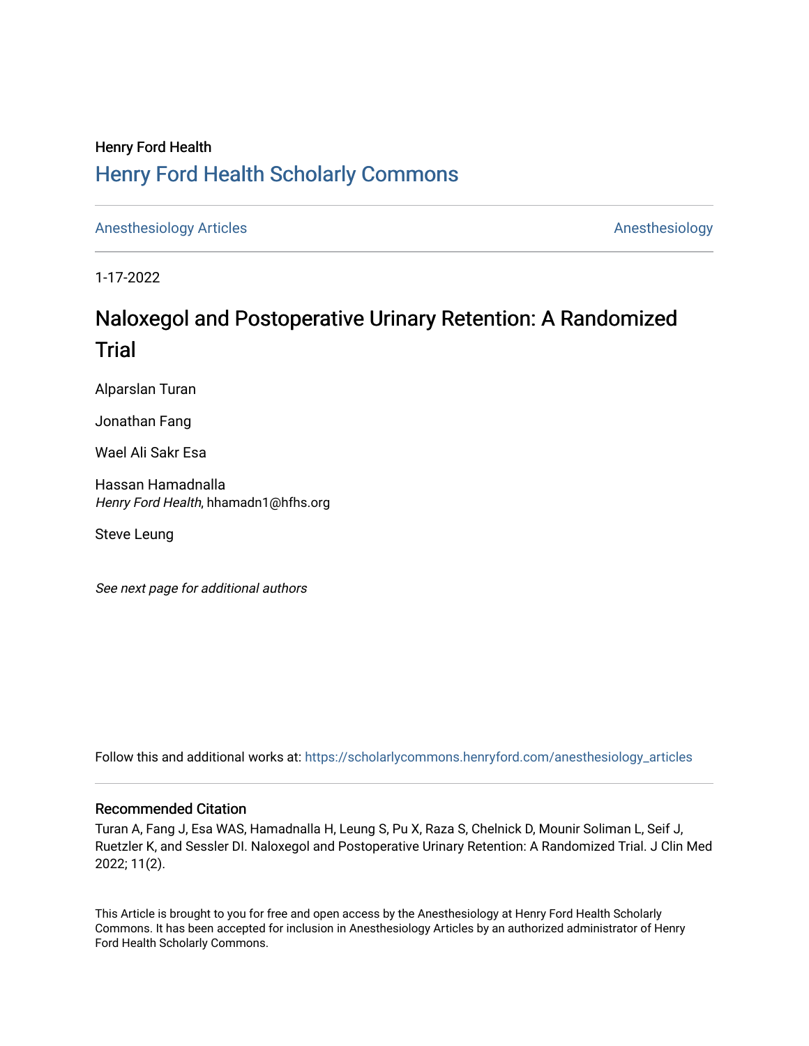Henry Ford Health

# Henry Ford Health Scholarly Commons

Anesthesiology Articles | Anesthesiology

1-17-2022

# Naloxegol and Postoperative Urinary Retention: A Randomized Trial

Alparslan Turan

Jonathan Fang

Wael Ali Sakr Esa

Hassan Hamadnalla
*Henry Ford Health*, hhamadn1@hfhs.org

Steve Leung

*See next page for additional authors*

Follow this and additional works at: https://scholarlycommons.henryford.com/anesthesiology_articles

## Recommended Citation

Turan A, Fang J, Esa WAS, Hamadnalla H, Leung S, Pu X, Raza S, Chelnick D, Mounir Soliman L, Seif J, Ruetzler K, and Sessler DI. Naloxegol and Postoperative Urinary Retention: A Randomized Trial. J Clin Med 2022; 11(2).

This Article is brought to you for free and open access by the Anesthesiology at Henry Ford Health Scholarly Commons. It has been accepted for inclusion in Anesthesiology Articles by an authorized administrator of Henry Ford Health Scholarly Commons.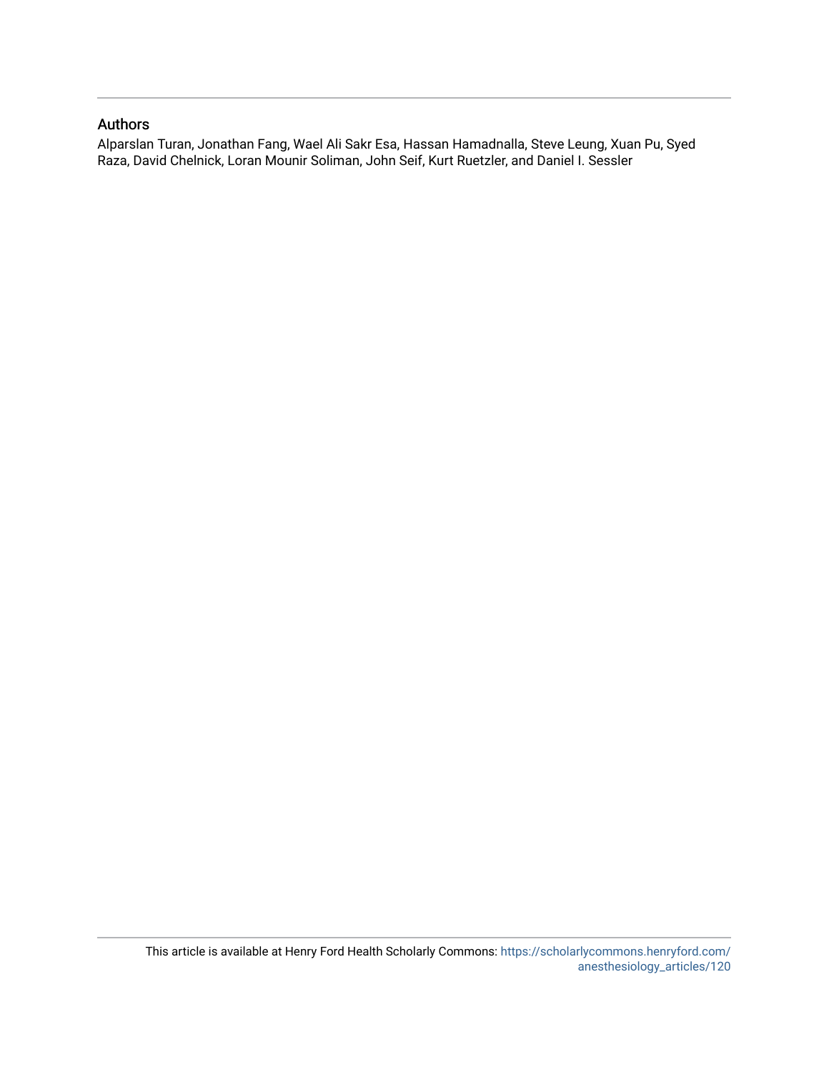## Authors

Alparslan Turan, Jonathan Fang, Wael Ali Sakr Esa, Hassan Hamadnalla, Steve Leung, Xuan Pu, Syed Raza, David Chelnick, Loran Mounir Soliman, John Seif, Kurt Ruetzler, and Daniel I. Sessler

This article is available at Henry Ford Health Scholarly Commons: https://scholarlycommons.henryford.com/anesthesiology_articles/120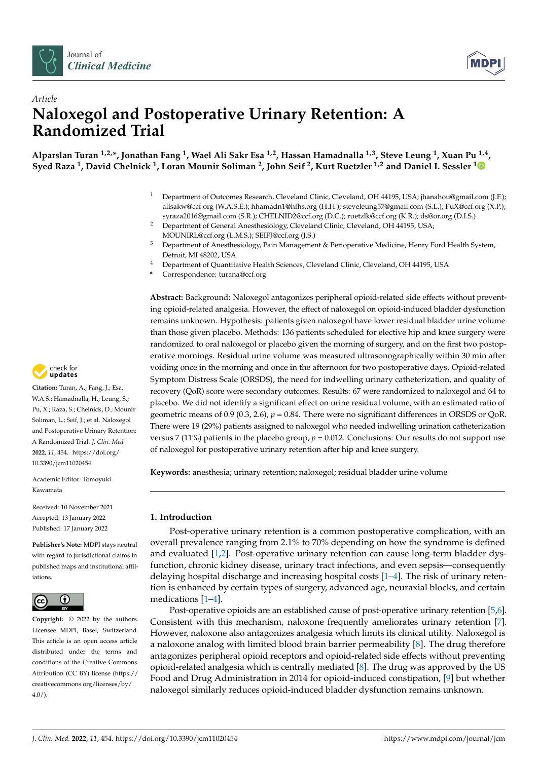Article

# Naloxegol and Postoperative Urinary Retention: A Randomized Trial

**Alparslan Turan [1,2,*], Jonathan Fang [1], Wael Ali Sakr Esa [1,2], Hassan Hamadnalla [1,3], Steve Leung [1], Xuan Pu [1,4], Syed Raza [1], David Chelnick [1], Loran Mounir Soliman [2], John Seif [2], Kurt Ruetzler [1,2] and Daniel I. Sessler [1]**

[1] Department of Outcomes Research, Cleveland Clinic, Cleveland, OH 44195, USA; jhanahou@gmail.com (J.F.); alisakw@ccf.org (W.A.S.E.); hhamadn1@hfhs.org (H.H.); steveleung57@gmail.com (S.L.); PuX@ccf.org (X.P.); syraza2016@gmail.com (S.R.); CHELNID2@ccf.org (D.C.); ruetzlk@ccf.org (K.R.); ds@or.org (D.I.S.)

[2] Department of General Anesthesiology, Cleveland Clinic, Cleveland, OH 44195, USA; MOUNIRL@ccf.org (L.M.S.); SEIFJ@ccf.org (J.S.)

[3] Department of Anesthesiology, Pain Management & Perioperative Medicine, Henry Ford Health System, Detroit, MI 48202, USA

[4] Department of Quantitative Health Sciences, Cleveland Clinic, Cleveland, OH 44195, USA

[*] Correspondence: turana@ccf.org

**Abstract:** Background: Naloxegol antagonizes peripheral opioid-related side effects without preventing opioid-related analgesia. However, the effect of naloxegol on opioid-induced bladder dysfunction remains unknown. Hypothesis: patients given naloxegol have lower residual bladder urine volume than those given placebo. Methods: 136 patients scheduled for elective hip and knee surgery were randomized to oral naloxegol or placebo given the morning of surgery, and on the first two postoperative mornings. Residual urine volume was measured ultrasonographically within 30 min after voiding once in the morning and once in the afternoon for two postoperative days. Opioid-related Symptom Distress Scale (ORSDS), the need for indwelling urinary catheterization, and quality of recovery (QoR) score were secondary outcomes. Results: 67 were randomized to naloxegol and 64 to placebo. We did not identify a significant effect on urine residual volume, with an estimated ratio of geometric means of 0.9 (0.3, 2.6), $p = 0.84$. There were no significant differences in ORSDS or QoR. There were 19 (29%) patients assigned to naloxegol who needed indwelling urination catheterization versus 7 (11%) patients in the placebo group, $p = 0.012$. Conclusions: Our results do not support use of naloxegol for postoperative urinary retention after hip and knee surgery.

**Keywords:** anesthesia; urinary retention; naloxegol; residual bladder urine volume

**Citation:** Turan, A.; Fang, J.; Esa, W.A.S.; Hamadnalla, H.; Leung, S.; Pu, X.; Raza, S.; Chelnick, D.; Mounir Soliman, L.; Seif, J.; et al. Naloxegol and Postoperative Urinary Retention: A Randomized Trial. *J. Clin. Med.* **2022**, *11*, 454. https://doi.org/10.3390/jcm11020454

Academic Editor: Tomoyuki Kawamata

Received: 10 November 2021
Accepted: 13 January 2022
Published: 17 January 2022

**Publisher's Note:** MDPI stays neutral with regard to jurisdictional claims in published maps and institutional affiliations.

**Copyright:** © 2022 by the authors. Licensee MDPI, Basel, Switzerland. This article is an open access article distributed under the terms and conditions of the Creative Commons Attribution (CC BY) license (https://creativecommons.org/licenses/by/4.0/).

## 1. Introduction

Post-operative urinary retention is a common postoperative complication, with an overall prevalence ranging from 2.1% to 70% depending on how the syndrome is defined and evaluated [1,2]. Post-operative urinary retention can cause long-term bladder dysfunction, chronic kidney disease, urinary tract infections, and even sepsis—consequently delaying hospital discharge and increasing hospital costs [1–4]. The risk of urinary retention is enhanced by certain types of surgery, advanced age, neuraxial blocks, and certain medications [1–4].

Post-operative opioids are an established cause of post-operative urinary retention [5,6]. Consistent with this mechanism, naloxone frequently ameliorates urinary retention [7]. However, naloxone also antagonizes analgesia which limits its clinical utility. Naloxegol is a naloxone analog with limited blood brain barrier permeability [8]. The drug therefore antagonizes peripheral opioid receptors and opioid-related side effects without preventing opioid-related analgesia which is centrally mediated [8]. The drug was approved by the US Food and Drug Administration in 2014 for opioid-induced constipation, [9] but whether naloxegol similarly reduces opioid-induced bladder dysfunction remains unknown.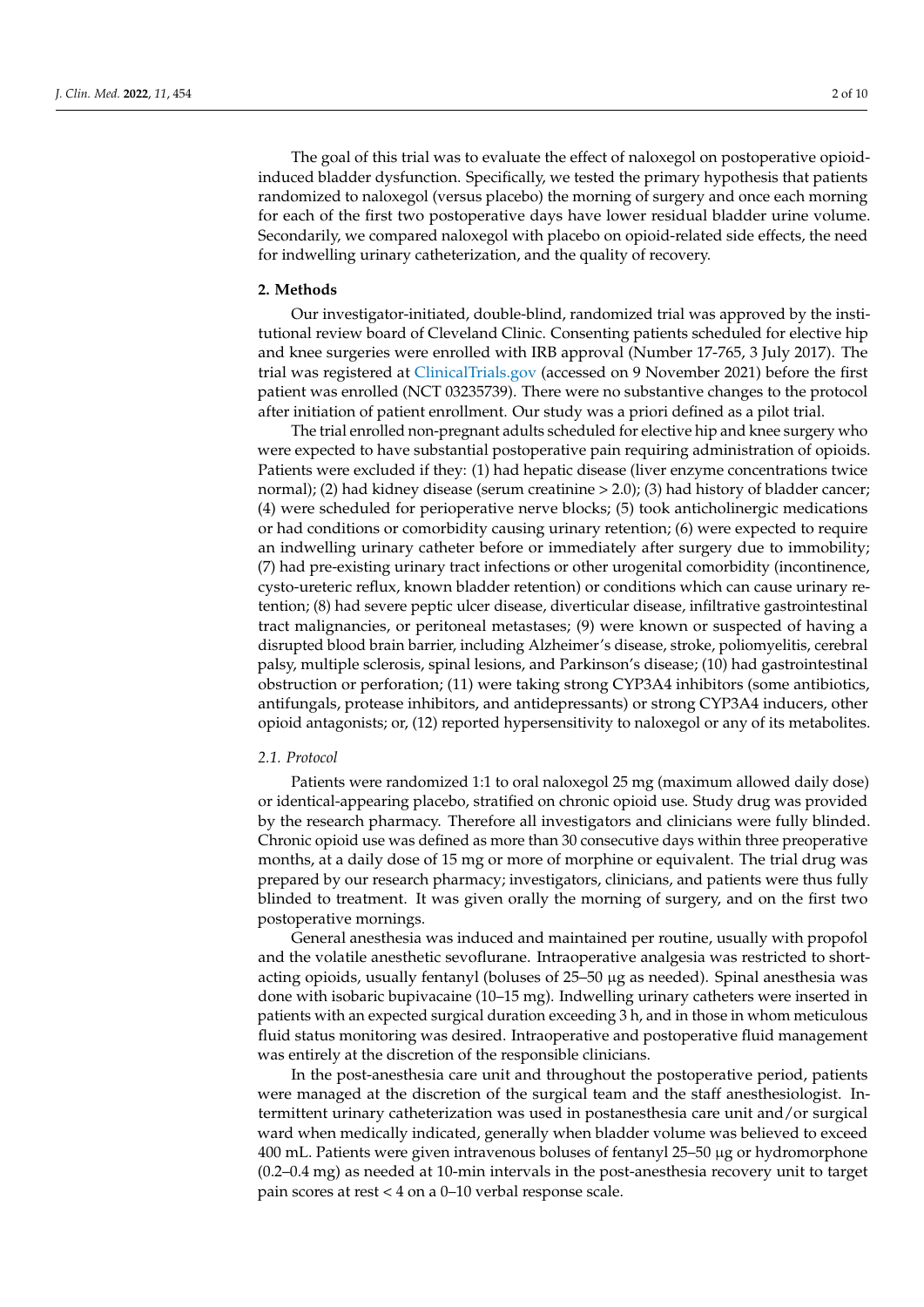The goal of this trial was to evaluate the effect of naloxegol on postoperative opioid-induced bladder dysfunction. Specifically, we tested the primary hypothesis that patients randomized to naloxegol (versus placebo) the morning of surgery and once each morning for each of the first two postoperative days have lower residual bladder urine volume. Secondarily, we compared naloxegol with placebo on opioid-related side effects, the need for indwelling urinary catheterization, and the quality of recovery.

## 2. Methods

Our investigator-initiated, double-blind, randomized trial was approved by the institutional review board of Cleveland Clinic. Consenting patients scheduled for elective hip and knee surgeries were enrolled with IRB approval (Number 17-765, 3 July 2017). The trial was registered at ClinicalTrials.gov (accessed on 9 November 2021) before the first patient was enrolled (NCT 03235739). There were no substantive changes to the protocol after initiation of patient enrollment. Our study was a priori defined as a pilot trial.

The trial enrolled non-pregnant adults scheduled for elective hip and knee surgery who were expected to have substantial postoperative pain requiring administration of opioids. Patients were excluded if they: (1) had hepatic disease (liver enzyme concentrations twice normal); (2) had kidney disease (serum creatinine > 2.0); (3) had history of bladder cancer; (4) were scheduled for perioperative nerve blocks; (5) took anticholinergic medications or had conditions or comorbidity causing urinary retention; (6) were expected to require an indwelling urinary catheter before or immediately after surgery due to immobility; (7) had pre-existing urinary tract infections or other urogenital comorbidity (incontinence, cysto-ureteric reflux, known bladder retention) or conditions which can cause urinary retention; (8) had severe peptic ulcer disease, diverticular disease, infiltrative gastrointestinal tract malignancies, or peritoneal metastases; (9) were known or suspected of having a disrupted blood brain barrier, including Alzheimer's disease, stroke, poliomyelitis, cerebral palsy, multiple sclerosis, spinal lesions, and Parkinson's disease; (10) had gastrointestinal obstruction or perforation; (11) were taking strong CYP3A4 inhibitors (some antibiotics, antifungals, protease inhibitors, and antidepressants) or strong CYP3A4 inducers, other opioid antagonists; or, (12) reported hypersensitivity to naloxegol or any of its metabolites.

### *2.1. Protocol*

Patients were randomized 1:1 to oral naloxegol 25 mg (maximum allowed daily dose) or identical-appearing placebo, stratified on chronic opioid use. Study drug was provided by the research pharmacy. Therefore all investigators and clinicians were fully blinded. Chronic opioid use was defined as more than 30 consecutive days within three preoperative months, at a daily dose of 15 mg or more of morphine or equivalent. The trial drug was prepared by our research pharmacy; investigators, clinicians, and patients were thus fully blinded to treatment. It was given orally the morning of surgery, and on the first two postoperative mornings.

General anesthesia was induced and maintained per routine, usually with propofol and the volatile anesthetic sevoflurane. Intraoperative analgesia was restricted to short-acting opioids, usually fentanyl (boluses of 25–50 μg as needed). Spinal anesthesia was done with isobaric bupivacaine (10–15 mg). Indwelling urinary catheters were inserted in patients with an expected surgical duration exceeding 3 h, and in those in whom meticulous fluid status monitoring was desired. Intraoperative and postoperative fluid management was entirely at the discretion of the responsible clinicians.

In the post-anesthesia care unit and throughout the postoperative period, patients were managed at the discretion of the surgical team and the staff anesthesiologist. Intermittent urinary catheterization was used in postanesthesia care unit and/or surgical ward when medically indicated, generally when bladder volume was believed to exceed 400 mL. Patients were given intravenous boluses of fentanyl 25–50 μg or hydromorphone (0.2–0.4 mg) as needed at 10-min intervals in the post-anesthesia recovery unit to target pain scores at rest < 4 on a 0–10 verbal response scale.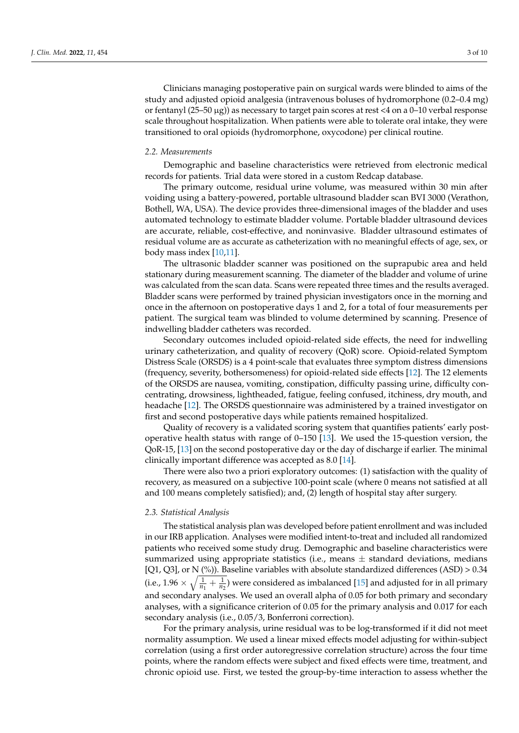Clinicians managing postoperative pain on surgical wards were blinded to aims of the study and adjusted opioid analgesia (intravenous boluses of hydromorphone (0.2–0.4 mg) or fentanyl (25–50 μg)) as necessary to target pain scores at rest <4 on a 0–10 verbal response scale throughout hospitalization. When patients were able to tolerate oral intake, they were transitioned to oral opioids (hydromorphone, oxycodone) per clinical routine.

### 2.2. Measurements

Demographic and baseline characteristics were retrieved from electronic medical records for patients. Trial data were stored in a custom Redcap database.

The primary outcome, residual urine volume, was measured within 30 min after voiding using a battery-powered, portable ultrasound bladder scan BVI 3000 (Verathon, Bothell, WA, USA). The device provides three-dimensional images of the bladder and uses automated technology to estimate bladder volume. Portable bladder ultrasound devices are accurate, reliable, cost-effective, and noninvasive. Bladder ultrasound estimates of residual volume are as accurate as catheterization with no meaningful effects of age, sex, or body mass index [10,11].

The ultrasonic bladder scanner was positioned on the suprapubic area and held stationary during measurement scanning. The diameter of the bladder and volume of urine was calculated from the scan data. Scans were repeated three times and the results averaged. Bladder scans were performed by trained physician investigators once in the morning and once in the afternoon on postoperative days 1 and 2, for a total of four measurements per patient. The surgical team was blinded to volume determined by scanning. Presence of indwelling bladder catheters was recorded.

Secondary outcomes included opioid-related side effects, the need for indwelling urinary catheterization, and quality of recovery (QoR) score. Opioid-related Symptom Distress Scale (ORSDS) is a 4 point-scale that evaluates three symptom distress dimensions (frequency, severity, bothersomeness) for opioid-related side effects [12]. The 12 elements of the ORSDS are nausea, vomiting, constipation, difficulty passing urine, difficulty concentrating, drowsiness, lightheaded, fatigue, feeling confused, itchiness, dry mouth, and headache [12]. The ORSDS questionnaire was administered by a trained investigator on first and second postoperative days while patients remained hospitalized.

Quality of recovery is a validated scoring system that quantifies patients' early postoperative health status with range of 0–150 [13]. We used the 15-question version, the QoR-15, [13] on the second postoperative day or the day of discharge if earlier. The minimal clinically important difference was accepted as 8.0 [14].

There were also two a priori exploratory outcomes: (1) satisfaction with the quality of recovery, as measured on a subjective 100-point scale (where 0 means not satisfied at all and 100 means completely satisfied); and, (2) length of hospital stay after surgery.

### 2.3. Statistical Analysis

The statistical analysis plan was developed before patient enrollment and was included in our IRB application. Analyses were modified intent-to-treat and included all randomized patients who received some study drug. Demographic and baseline characteristics were summarized using appropriate statistics (i.e., means ± standard deviations, medians [Q1, Q3], or N (%)). Baseline variables with absolute standardized differences (ASD) > 0.34 (i.e., $1.96 \times \sqrt{\frac{1}{n_1} + \frac{1}{n_2}}$) were considered as imbalanced [15] and adjusted for in all primary and secondary analyses. We used an overall alpha of 0.05 for both primary and secondary analyses, with a significance criterion of 0.05 for the primary analysis and 0.017 for each secondary analysis (i.e., 0.05/3, Bonferroni correction).

For the primary analysis, urine residual was to be log-transformed if it did not meet normality assumption. We used a linear mixed effects model adjusting for within-subject correlation (using a first order autoregressive correlation structure) across the four time points, where the random effects were subject and fixed effects were time, treatment, and chronic opioid use. First, we tested the group-by-time interaction to assess whether the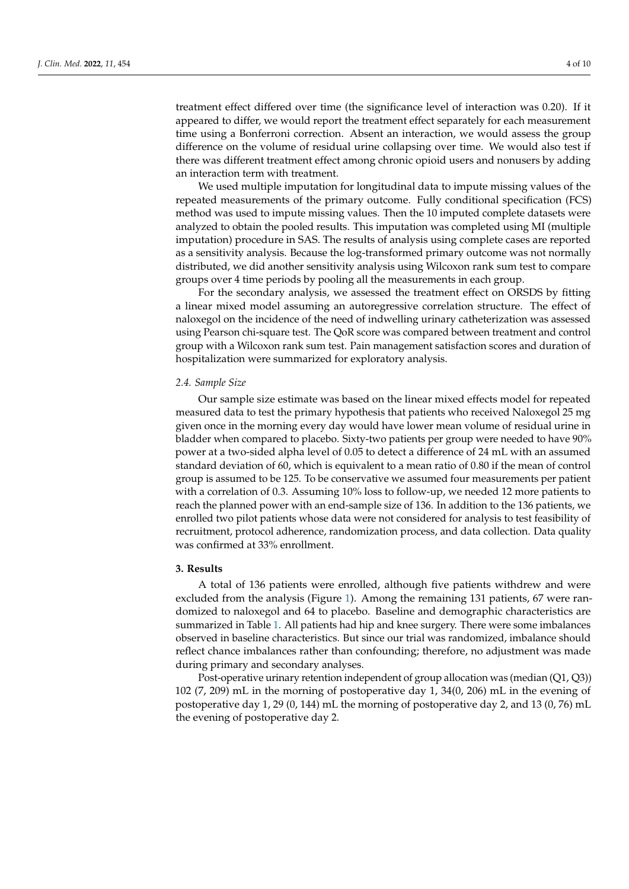treatment effect differed over time (the significance level of interaction was 0.20). If it appeared to differ, we would report the treatment effect separately for each measurement time using a Bonferroni correction. Absent an interaction, we would assess the group difference on the volume of residual urine collapsing over time. We would also test if there was different treatment effect among chronic opioid users and nonusers by adding an interaction term with treatment.

We used multiple imputation for longitudinal data to impute missing values of the repeated measurements of the primary outcome. Fully conditional specification (FCS) method was used to impute missing values. Then the 10 imputed complete datasets were analyzed to obtain the pooled results. This imputation was completed using MI (multiple imputation) procedure in SAS. The results of analysis using complete cases are reported as a sensitivity analysis. Because the log-transformed primary outcome was not normally distributed, we did another sensitivity analysis using Wilcoxon rank sum test to compare groups over 4 time periods by pooling all the measurements in each group.

For the secondary analysis, we assessed the treatment effect on ORSDS by fitting a linear mixed model assuming an autoregressive correlation structure. The effect of naloxegol on the incidence of the need of indwelling urinary catheterization was assessed using Pearson chi-square test. The QoR score was compared between treatment and control group with a Wilcoxon rank sum test. Pain management satisfaction scores and duration of hospitalization were summarized for exploratory analysis.

### *2.4. Sample Size*

Our sample size estimate was based on the linear mixed effects model for repeated measured data to test the primary hypothesis that patients who received Naloxegol 25 mg given once in the morning every day would have lower mean volume of residual urine in bladder when compared to placebo. Sixty-two patients per group were needed to have 90% power at a two-sided alpha level of 0.05 to detect a difference of 24 mL with an assumed standard deviation of 60, which is equivalent to a mean ratio of 0.80 if the mean of control group is assumed to be 125. To be conservative we assumed four measurements per patient with a correlation of 0.3. Assuming 10% loss to follow-up, we needed 12 more patients to reach the planned power with an end-sample size of 136. In addition to the 136 patients, we enrolled two pilot patients whose data were not considered for analysis to test feasibility of recruitment, protocol adherence, randomization process, and data collection. Data quality was confirmed at 33% enrollment.

## **3. Results**

A total of 136 patients were enrolled, although five patients withdrew and were excluded from the analysis (Figure 1). Among the remaining 131 patients, 67 were randomized to naloxegol and 64 to placebo. Baseline and demographic characteristics are summarized in Table 1. All patients had hip and knee surgery. There were some imbalances observed in baseline characteristics. But since our trial was randomized, imbalance should reflect chance imbalances rather than confounding; therefore, no adjustment was made during primary and secondary analyses.

Post-operative urinary retention independent of group allocation was (median (Q1, Q3)) 102 (7, 209) mL in the morning of postoperative day 1, 34(0, 206) mL in the evening of postoperative day 1, 29 (0, 144) mL the morning of postoperative day 2, and 13 (0, 76) mL the evening of postoperative day 2.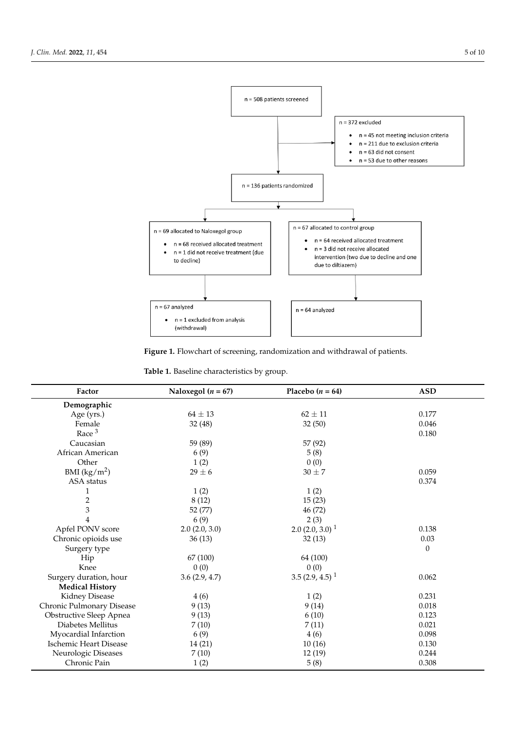n = 508 patients screened

n = 372 excluded

- n = 45 not meeting inclusion criteria
- n = 211 due to exclusion criteria
- n = 63 did not consent
- n = 53 due to other reasons

n = 136 patients randomized

n = 69 allocated to Naloxegol group

- n = 68 received allocated treatment
- n = 1 did not receive treatment (due to decline)

n = 67 allocated to control group

- n = 64 received allocated treatment
- n = 3 did not receive allocated intervention (two due to decline and one due to diltiazem)

n = 67 analyzed

- n = 1 excluded from analysis (withdrawal)

n = 64 analyzed

**Figure 1.** Flowchart of screening, randomization and withdrawal of patients.

**Table 1.** Baseline characteristics by group.

| Factor | Naloxegol (*n* = 67) | Placebo (*n* = 64) | ASD |
|---|---|---|---|
| **Demographic** | | | |
| Age (yrs.) | 64 ± 13 | 62 ± 11 | 0.177 |
| Female | 32 (48) | 32 (50) | 0.046 |
| Race [3] | | | 0.180 |
| Caucasian | 59 (89) | 57 (92) | |
| African American | 6 (9) | 5 (8) | |
| Other | 1 (2) | 0 (0) | |
| BMI (kg/m$^2$) | 29 ± 6 | 30 ± 7 | 0.059 |
| ASA status | | | 0.374 |
| 1 | 1 (2) | 1 (2) | |
| 2 | 8 (12) | 15 (23) | |
| 3 | 52 (77) | 46 (72) | |
| 4 | 6 (9) | 2 (3) | |
| Apfel PONV score | 2.0 (2.0, 3.0) | 2.0 (2.0, 3.0) [1] | 0.138 |
| Chronic opioids use | 36 (13) | 32 (13) | 0.03 |
| Surgery type | | | 0 |
| Hip | 67 (100) | 64 (100) | |
| Knee | 0 (0) | 0 (0) | |
| Surgery duration, hour | 3.6 (2.9, 4.7) | 3.5 (2.9, 4.5) [1] | 0.062 |
| **Medical History** | | | |
| Kidney Disease | 4 (6) | 1 (2) | 0.231 |
| Chronic Pulmonary Disease | 9 (13) | 9 (14) | 0.018 |
| Obstructive Sleep Apnea | 9 (13) | 6 (10) | 0.123 |
| Diabetes Mellitus | 7 (10) | 7 (11) | 0.021 |
| Myocardial Infarction | 6 (9) | 4 (6) | 0.098 |
| Ischemic Heart Disease | 14 (21) | 10 (16) | 0.130 |
| Neurologic Diseases | 7 (10) | 12 (19) | 0.244 |
| Chronic Pain | 1 (2) | 5 (8) | 0.308 |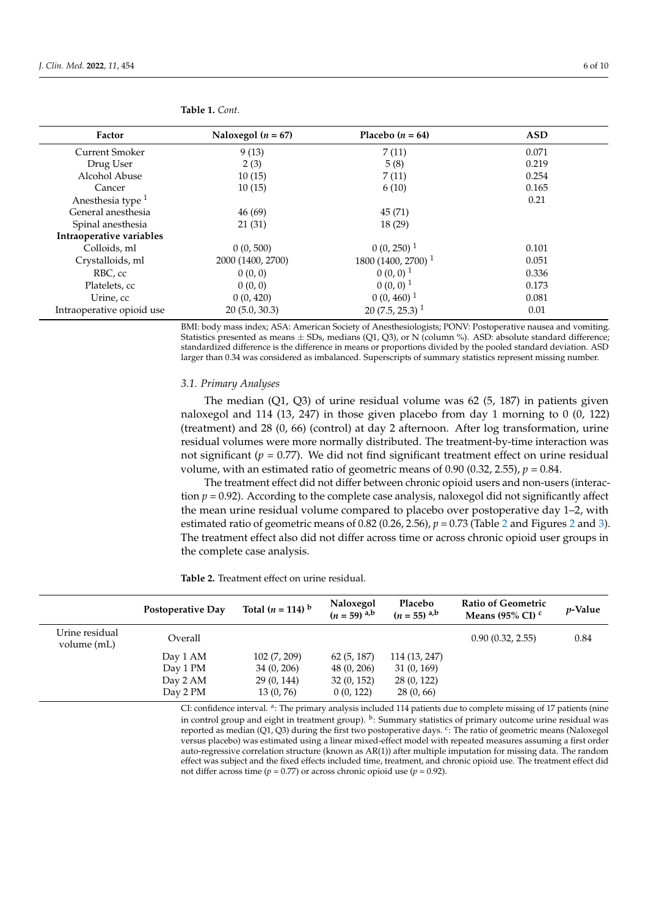**Table 1.** *Cont.*

| Factor | Naloxegol ($n$ = 67) | Placebo ($n$ = 64) | ASD |
|---|---|---|---|
| Current Smoker | 9 (13) | 7 (11) | 0.071 |
| Drug User | 2 (3) | 5 (8) | 0.219 |
| Alcohol Abuse | 10 (15) | 7 (11) | 0.254 |
| Cancer | 10 (15) | 6 (10) | 0.165 |
| Anesthesia type [1] | | | 0.21 |
| General anesthesia | 46 (69) | 45 (71) | |
| Spinal anesthesia | 21 (31) | 18 (29) | |
| **Intraoperative variables** | | | |
| Colloids, ml | 0 (0, 500) | 0 (0, 250) [1] | 0.101 |
| Crystalloids, ml | 2000 (1400, 2700) | 1800 (1400, 2700) [1] | 0.051 |
| RBC, cc | 0 (0, 0) | 0 (0, 0) [1] | 0.336 |
| Platelets, cc | 0 (0, 0) | 0 (0, 0) [1] | 0.173 |
| Urine, cc | 0 (0, 420) | 0 (0, 460) [1] | 0.081 |
| Intraoperative opioid use | 20 (5.0, 30.3) | 20 (7.5, 25.3) [1] | 0.01 |

BMI: body mass index; ASA: American Society of Anesthesiologists; PONV: Postoperative nausea and vomiting. Statistics presented as means ± SDs, medians (Q1, Q3), or N (column %). ASD: absolute standard difference; standardized difference is the difference in means or proportions divided by the pooled standard deviation. ASD larger than 0.34 was considered as imbalanced. Superscripts of summary statistics represent missing number.

### *3.1. Primary Analyses*

The median (Q1, Q3) of urine residual volume was 62 (5, 187) in patients given naloxegol and 114 (13, 247) in those given placebo from day 1 morning to 0 (0, 122) (treatment) and 28 (0, 66) (control) at day 2 afternoon. After log transformation, urine residual volumes were more normally distributed. The treatment-by-time interaction was not significant ($p$ = 0.77). We did not find significant treatment effect on urine residual volume, with an estimated ratio of geometric means of 0.90 (0.32, 2.55), $p$ = 0.84.

The treatment effect did not differ between chronic opioid users and non-users (interaction $p$ = 0.92). According to the complete case analysis, naloxegol did not significantly affect the mean urine residual volume compared to placebo over postoperative day 1–2, with estimated ratio of geometric means of 0.82 (0.26, 2.56), $p$ = 0.73 (Table 2 and Figures 2 and 3). The treatment effect also did not differ across time or across chronic opioid user groups in the complete case analysis.

**Table 2.** Treatment effect on urine residual.

| | Postoperative Day | Total ($n$ = 114) [b] | Naloxegol ($n$ = 59) [a,b] | Placebo ($n$ = 55) [a,b] | Ratio of Geometric Means (95% CI) [c] | $p$-Value |
|---|---|---|---|---|---|---|
| Urine residual volume (mL) | Overall | | | | 0.90 (0.32, 2.55) | 0.84 |
| | Day 1 AM | 102 (7, 209) | 62 (5, 187) | 114 (13, 247) | | |
| | Day 1 PM | 34 (0, 206) | 48 (0, 206) | 31 (0, 169) | | |
| | Day 2 AM | 29 (0, 144) | 32 (0, 152) | 28 (0, 122) | | |
| | Day 2 PM | 13 (0, 76) | 0 (0, 122) | 28 (0, 66) | | |

CI: confidence interval. [a]: The primary analysis included 114 patients due to complete missing of 17 patients (nine in control group and eight in treatment group). [b]: Summary statistics of primary outcome urine residual was reported as median (Q1, Q3) during the first two postoperative days. [c]: The ratio of geometric means (Naloxegol versus placebo) was estimated using a linear mixed-effect model with repeated measures assuming a first order auto-regressive correlation structure (known as AR(1)) after multiple imputation for missing data. The random effect was subject and the fixed effects included time, treatment, and chronic opioid use. The treatment effect did not differ across time ($p$ = 0.77) or across chronic opioid use ($p$ = 0.92).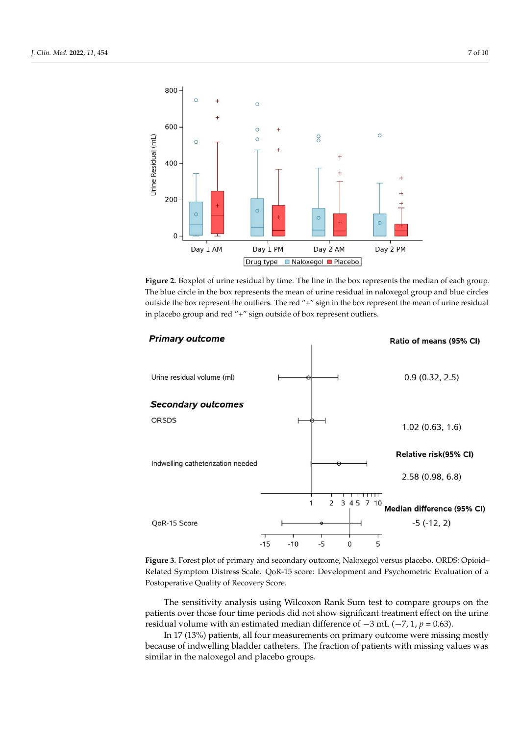**Figure 2.** Boxplot of urine residual by time. The line in the box represents the median of each group. The blue circle in the box represents the mean of urine residual in naloxegol group and blue circles outside the box represent the outliers. The red "+" sign in the box represent the mean of urine residual in placebo group and red "+" sign outside of box represent outliers.

**Figure 3.** Forest plot of primary and secondary outcome, Naloxegol versus placebo. ORDS: Opioid–Related Symptom Distress Scale. QoR-15 score: Development and Psychometric Evaluation of a Postoperative Quality of Recovery Score.

The sensitivity analysis using Wilcoxon Rank Sum test to compare groups on the patients over those four time periods did not show significant treatment effect on the urine residual volume with an estimated median difference of −3 mL (−7, 1, $p = 0.63$).

In 17 (13%) patients, all four measurements on primary outcome were missing mostly because of indwelling bladder catheters. The fraction of patients with missing values was similar in the naloxegol and placebo groups.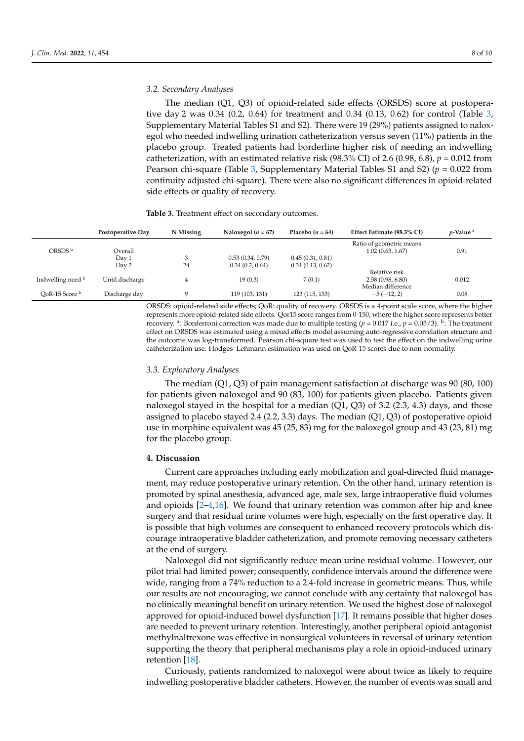### 3.2. Secondary Analyses

The median (Q1, Q3) of opioid-related side effects (ORSDS) score at postoperative day 2 was 0.34 (0.2, 0.64) for treatment and 0.34 (0.13, 0.62) for control (Table 3, Supplementary Material Tables S1 and S2). There were 19 (29%) patients assigned to naloxegol who needed indwelling urination catheterization versus seven (11%) patients in the placebo group. Treated patients had borderline higher risk of needing an indwelling catheterization, with an estimated relative risk (98.3% CI) of 2.6 (0.98, 6.8), $p = 0.012$ from Pearson chi-square (Table 3, Supplementary Material Tables S1 and S2) ($p = 0.022$ from continuity adjusted chi-square). There were also no significant differences in opioid-related side effects or quality of recovery.

**Table 3.** Treatment effect on secondary outcomes.

| | Postoperative Day | N Missing | Naloxegol ($n = 67$) | Placebo ($n = 64$) | Effect Estimate (98.3% CI) | *p*-Value [a] |
|---|---|---|---|---|---|---|
| ORSDS [b] | Overall | | | | Ratio of geometric means 1.02 (0.63, 1.67) | 0.91 |
| | Day 1 | 3 | 0.53 (0.34, 0.79) | 0.45 (0.31, 0.81) | | |
| | Day 2 | 24 | 0.34 (0.2, 0.64) | 0.34 (0.13, 0.62) | | |
| Indwelling need [b] | Until discharge | 4 | 19 (0.3) | 7 (0.1) | Relative risk 2.58 (0.98, 6.80) | 0.012 |
| QoR-15 Score [b] | Discharge day | 9 | 119 (103, 131) | 123 (115, 133) | Median difference −5 (−12, 2) | 0.08 |

ORSDS: opioid-related side effects; QoR: quality of recovery. ORSDS is a 4-point scale score, where the higher represents more opioid-related side effects. Qor15 score ranges from 0-150, where the higher score represents better recovery. [a]: Bonferroni correction was made due to multiple testing ($p = 0.017$ i.e., $p = 0.05/3$). [b]: The treatment effect on ORSDS was estimated using a mixed effects model assuming auto-regressive correlation structure and the outcome was log-transformed. Pearson chi-square test was used to test the effect on the indwelling urine catheterization use. Hodges–Lehmann estimation was used on QoR-15 scores due to non-normality.

### 3.3. Exploratory Analyses

The median (Q1, Q3) of pain management satisfaction at discharge was 90 (80, 100) for patients given naloxegol and 90 (83, 100) for patients given placebo. Patients given naloxegol stayed in the hospital for a median (Q1, Q3) of 3.2 (2.3, 4.3) days, and those assigned to placebo stayed 2.4 (2.2, 3.3) days. The median (Q1, Q3) of postoperative opioid use in morphine equivalent was 45 (25, 83) mg for the naloxegol group and 43 (23, 81) mg for the placebo group.

## 4. Discussion

Current care approaches including early mobilization and goal-directed fluid management, may reduce postoperative urinary retention. On the other hand, urinary retention is promoted by spinal anesthesia, advanced age, male sex, large intraoperative fluid volumes and opioids [2–4,16]. We found that urinary retention was common after hip and knee surgery and that residual urine volumes were high, especially on the first operative day. It is possible that high volumes are consequent to enhanced recovery protocols which discourage intraoperative bladder catheterization, and promote removing necessary catheters at the end of surgery.

Naloxegol did not significantly reduce mean urine residual volume. However, our pilot trial had limited power; consequently, confidence intervals around the difference were wide, ranging from a 74% reduction to a 2.4-fold increase in geometric means. Thus, while our results are not encouraging, we cannot conclude with any certainty that naloxegol has no clinically meaningful benefit on urinary retention. We used the highest dose of naloxegol approved for opioid-induced bowel dysfunction [17]. It remains possible that higher doses are needed to prevent urinary retention. Interestingly, another peripheral opioid antagonist methylnaltrexone was effective in nonsurgical volunteers in reversal of urinary retention supporting the theory that peripheral mechanisms play a role in opioid-induced urinary retention [18].

Curiously, patients randomized to naloxegol were about twice as likely to require indwelling postoperative bladder catheters. However, the number of events was small and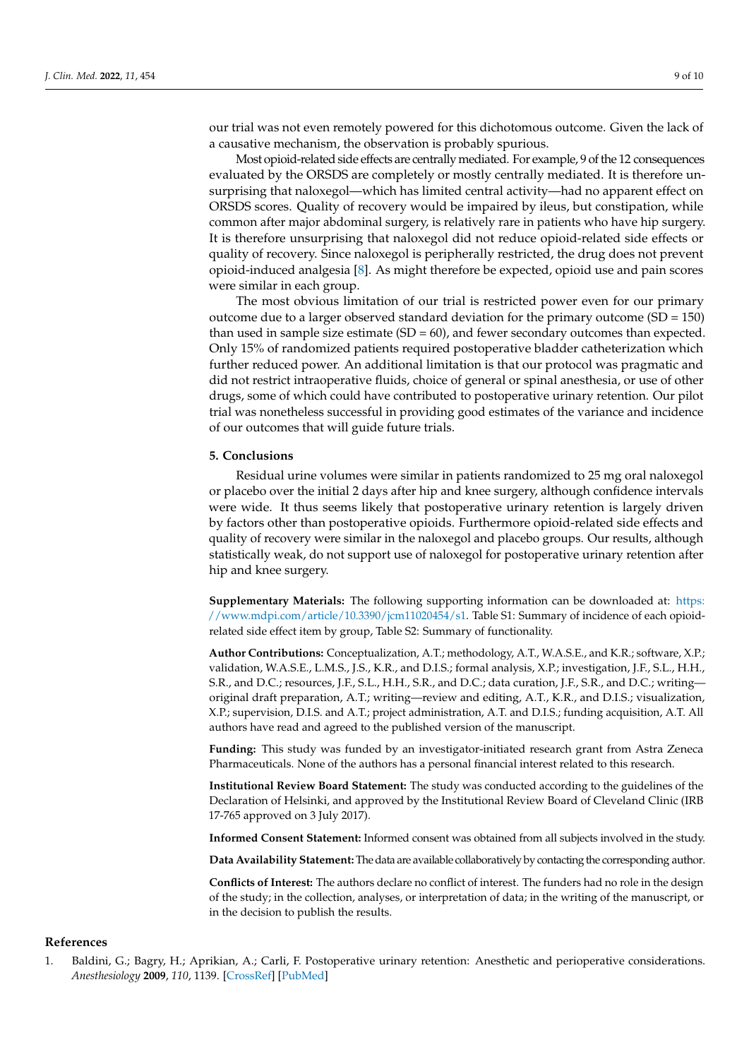our trial was not even remotely powered for this dichotomous outcome. Given the lack of a causative mechanism, the observation is probably spurious.

Most opioid-related side effects are centrally mediated. For example, 9 of the 12 consequences evaluated by the ORSDS are completely or mostly centrally mediated. It is therefore unsurprising that naloxegol—which has limited central activity—had no apparent effect on ORSDS scores. Quality of recovery would be impaired by ileus, but constipation, while common after major abdominal surgery, is relatively rare in patients who have hip surgery. It is therefore unsurprising that naloxegol did not reduce opioid-related side effects or quality of recovery. Since naloxegol is peripherally restricted, the drug does not prevent opioid-induced analgesia [8]. As might therefore be expected, opioid use and pain scores were similar in each group.

The most obvious limitation of our trial is restricted power even for our primary outcome due to a larger observed standard deviation for the primary outcome (SD = 150) than used in sample size estimate (SD = 60), and fewer secondary outcomes than expected. Only 15% of randomized patients required postoperative bladder catheterization which further reduced power. An additional limitation is that our protocol was pragmatic and did not restrict intraoperative fluids, choice of general or spinal anesthesia, or use of other drugs, some of which could have contributed to postoperative urinary retention. Our pilot trial was nonetheless successful in providing good estimates of the variance and incidence of our outcomes that will guide future trials.

## 5. Conclusions

Residual urine volumes were similar in patients randomized to 25 mg oral naloxegol or placebo over the initial 2 days after hip and knee surgery, although confidence intervals were wide. It thus seems likely that postoperative urinary retention is largely driven by factors other than postoperative opioids. Furthermore opioid-related side effects and quality of recovery were similar in the naloxegol and placebo groups. Our results, although statistically weak, do not support use of naloxegol for postoperative urinary retention after hip and knee surgery.

**Supplementary Materials:** The following supporting information can be downloaded at: https://www.mdpi.com/article/10.3390/jcm11020454/s1. Table S1: Summary of incidence of each opioid-related side effect item by group, Table S2: Summary of functionality.

**Author Contributions:** Conceptualization, A.T.; methodology, A.T., W.A.S.E., and K.R.; software, X.P.; validation, W.A.S.E., L.M.S., J.S., K.R., and D.I.S.; formal analysis, X.P.; investigation, J.F., S.L., H.H., S.R., and D.C.; resources, J.F., S.L., H.H., S.R., and D.C.; data curation, J.F., S.R., and D.C.; writing—original draft preparation, A.T.; writing—review and editing, A.T., K.R., and D.I.S.; visualization, X.P.; supervision, D.I.S. and A.T.; project administration, A.T. and D.I.S.; funding acquisition, A.T. All authors have read and agreed to the published version of the manuscript.

**Funding:** This study was funded by an investigator-initiated research grant from Astra Zeneca Pharmaceuticals. None of the authors has a personal financial interest related to this research.

**Institutional Review Board Statement:** The study was conducted according to the guidelines of the Declaration of Helsinki, and approved by the Institutional Review Board of Cleveland Clinic (IRB 17-765 approved on 3 July 2017).

**Informed Consent Statement:** Informed consent was obtained from all subjects involved in the study.

**Data Availability Statement:** The data are available collaboratively by contacting the corresponding author.

**Conflicts of Interest:** The authors declare no conflict of interest. The funders had no role in the design of the study; in the collection, analyses, or interpretation of data; in the writing of the manuscript, or in the decision to publish the results.

## References

1. Baldini, G.; Bagry, H.; Aprikian, A.; Carli, F. Postoperative urinary retention: Anesthetic and perioperative considerations. *Anesthesiology* **2009**, *110*, 1139. [CrossRef] [PubMed]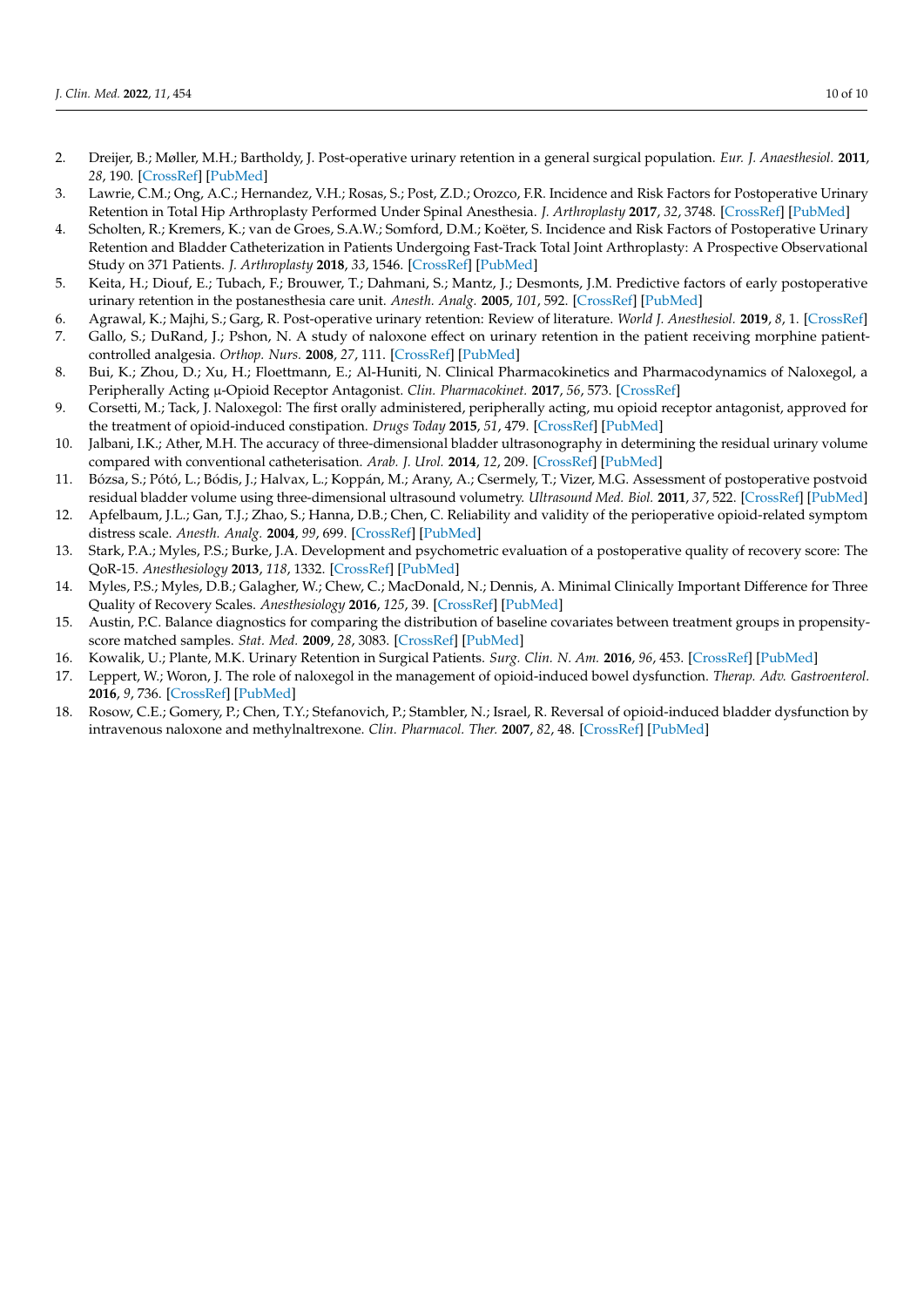2. Dreijer, B.; Møller, M.H.; Bartholdy, J. Post-operative urinary retention in a general surgical population. *Eur. J. Anaesthesiol.* **2011**, *28*, 190. [CrossRef] [PubMed]
3. Lawrie, C.M.; Ong, A.C.; Hernandez, V.H.; Rosas, S.; Post, Z.D.; Orozco, F.R. Incidence and Risk Factors for Postoperative Urinary Retention in Total Hip Arthroplasty Performed Under Spinal Anesthesia. *J. Arthroplasty* **2017**, *32*, 3748. [CrossRef] [PubMed]
4. Scholten, R.; Kremers, K.; van de Groes, S.A.W.; Somford, D.M.; Koëter, S. Incidence and Risk Factors of Postoperative Urinary Retention and Bladder Catheterization in Patients Undergoing Fast-Track Total Joint Arthroplasty: A Prospective Observational Study on 371 Patients. *J. Arthroplasty* **2018**, *33*, 1546. [CrossRef] [PubMed]
5. Keita, H.; Diouf, E.; Tubach, F.; Brouwer, T.; Dahmani, S.; Mantz, J.; Desmonts, J.M. Predictive factors of early postoperative urinary retention in the postanesthesia care unit. *Anesth. Analg.* **2005**, *101*, 592. [CrossRef] [PubMed]
6. Agrawal, K.; Majhi, S.; Garg, R. Post-operative urinary retention: Review of literature. *World J. Anesthesiol.* **2019**, *8*, 1. [CrossRef]
7. Gallo, S.; DuRand, J.; Pshon, N. A study of naloxone effect on urinary retention in the patient receiving morphine patient-controlled analgesia. *Orthop. Nurs.* **2008**, *27*, 111. [CrossRef] [PubMed]
8. Bui, K.; Zhou, D.; Xu, H.; Floettmann, E.; Al-Huniti, N. Clinical Pharmacokinetics and Pharmacodynamics of Naloxegol, a Peripherally Acting µ-Opioid Receptor Antagonist. *Clin. Pharmacokinet.* **2017**, *56*, 573. [CrossRef]
9. Corsetti, M.; Tack, J. Naloxegol: The first orally administered, peripherally acting, mu opioid receptor antagonist, approved for the treatment of opioid-induced constipation. *Drugs Today* **2015**, *51*, 479. [CrossRef] [PubMed]
10. Jalbani, I.K.; Ather, M.H. The accuracy of three-dimensional bladder ultrasonography in determining the residual urinary volume compared with conventional catheterisation. *Arab. J. Urol.* **2014**, *12*, 209. [CrossRef] [PubMed]
11. Bózsa, S.; Pótó, L.; Bódis, J.; Halvax, L.; Koppán, M.; Arany, A.; Csermely, T.; Vizer, M.G. Assessment of postoperative postvoid residual bladder volume using three-dimensional ultrasound volumetry. *Ultrasound Med. Biol.* **2011**, *37*, 522. [CrossRef] [PubMed]
12. Apfelbaum, J.L.; Gan, T.J.; Zhao, S.; Hanna, D.B.; Chen, C. Reliability and validity of the perioperative opioid-related symptom distress scale. *Anesth. Analg.* **2004**, *99*, 699. [CrossRef] [PubMed]
13. Stark, P.A.; Myles, P.S.; Burke, J.A. Development and psychometric evaluation of a postoperative quality of recovery score: The QoR-15. *Anesthesiology* **2013**, *118*, 1332. [CrossRef] [PubMed]
14. Myles, P.S.; Myles, D.B.; Galagher, W.; Chew, C.; MacDonald, N.; Dennis, A. Minimal Clinically Important Difference for Three Quality of Recovery Scales. *Anesthesiology* **2016**, *125*, 39. [CrossRef] [PubMed]
15. Austin, P.C. Balance diagnostics for comparing the distribution of baseline covariates between treatment groups in propensity-score matched samples. *Stat. Med.* **2009**, *28*, 3083. [CrossRef] [PubMed]
16. Kowalik, U.; Plante, M.K. Urinary Retention in Surgical Patients. *Surg. Clin. N. Am.* **2016**, *96*, 453. [CrossRef] [PubMed]
17. Leppert, W.; Woron, J. The role of naloxegol in the management of opioid-induced bowel dysfunction. *Therap. Adv. Gastroenterol.* **2016**, *9*, 736. [CrossRef] [PubMed]
18. Rosow, C.E.; Gomery, P.; Chen, T.Y.; Stefanovich, P.; Stambler, N.; Israel, R. Reversal of opioid-induced bladder dysfunction by intravenous naloxone and methylnaltrexone. *Clin. Pharmacol. Ther.* **2007**, *82*, 48. [CrossRef] [PubMed]